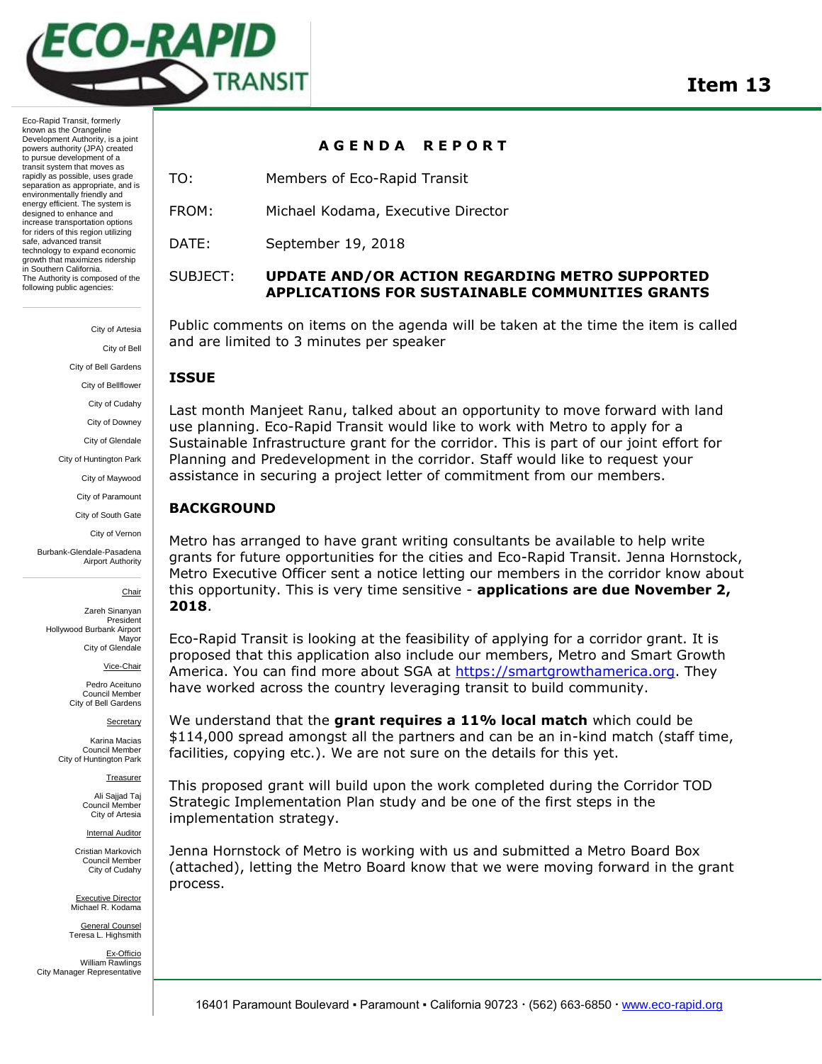# Item 13

Eco-Rapid Transit, formerly known as the Orangeline Development Authority, is a joint powers authority (JPA) created to pursue development of a transit system that moves as rapidly as possible, uses grade separation as appropriate, and is environmentally friendly and energy efficient. The system is designed to enhance and increase transportation options for riders of this region utilizing safe, advanced transit technology to expand economic growth that maximizes ridership in Southern California.
The Authority is composed of the following public agencies:

City of Artesia
City of Bell
City of Bell Gardens
City of Bellflower
City of Cudahy
City of Downey
City of Glendale
City of Huntington Park
City of Maywood
City of Paramount
City of South Gate
City of Vernon
Burbank-Glendale-Pasadena Airport Authority

Chair
Zareh Sinanyan
President
Hollywood Burbank Airport
Mayor
City of Glendale

Vice-Chair
Pedro Aceituno
Council Member
City of Bell Gardens

Secretary
Karina Macias
Council Member
City of Huntington Park

Treasurer
Ali Sajjad Taj
Council Member
City of Artesia

Internal Auditor
Cristian Markovich
Council Member
City of Cudahy

Executive Director
Michael R. Kodama

General Counsel
Teresa L. Highsmith

Ex-Officio
William Rawlings
City Manager Representative

## AGENDA REPORT

TO: Members of Eco-Rapid Transit

FROM: Michael Kodama, Executive Director

DATE: September 19, 2018

SUBJECT: **UPDATE AND/OR ACTION REGARDING METRO SUPPORTED APPLICATIONS FOR SUSTAINABLE COMMUNITIES GRANTS**

Public comments on items on the agenda will be taken at the time the item is called and are limited to 3 minutes per speaker

### ISSUE

Last month Manjeet Ranu, talked about an opportunity to move forward with land use planning. Eco-Rapid Transit would like to work with Metro to apply for a Sustainable Infrastructure grant for the corridor. This is part of our joint effort for Planning and Predevelopment in the corridor. Staff would like to request your assistance in securing a project letter of commitment from our members.

### BACKGROUND

Metro has arranged to have grant writing consultants be available to help write grants for future opportunities for the cities and Eco-Rapid Transit. Jenna Hornstock, Metro Executive Officer sent a notice letting our members in the corridor know about this opportunity. This is very time sensitive - **applications are due November 2, 2018**.

Eco-Rapid Transit is looking at the feasibility of applying for a corridor grant. It is proposed that this application also include our members, Metro and Smart Growth America. You can find more about SGA at https://smartgrowthamerica.org. They have worked across the country leveraging transit to build community.

We understand that the **grant requires a 11% local match** which could be $114,000 spread amongst all the partners and can be an in-kind match (staff time, facilities, copying etc.). We are not sure on the details for this yet.

This proposed grant will build upon the work completed during the Corridor TOD Strategic Implementation Plan study and be one of the first steps in the implementation strategy.

Jenna Hornstock of Metro is working with us and submitted a Metro Board Box (attached), letting the Metro Board know that we were moving forward in the grant process.

16401 Paramount Boulevard ▪ Paramount ▪ California 90723 · (562) 663-6850 · www.eco-rapid.org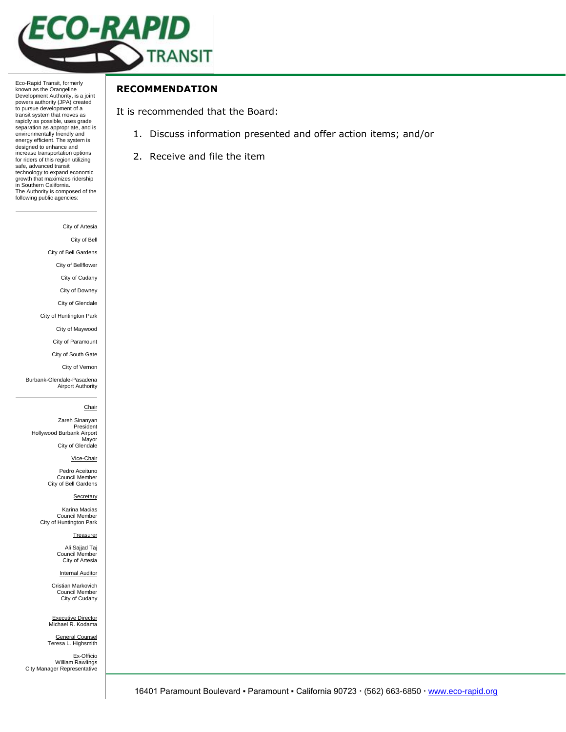Eco-Rapid Transit, formerly known as the Orangeline Development Authority, is a joint powers authority (JPA) created to pursue development of a transit system that moves as rapidly as possible, uses grade separation as appropriate, and is environmentally friendly and energy efficient. The system is designed to enhance and increase transportation options for riders of this region utilizing safe, advanced transit technology to expand economic growth that maximizes ridership in Southern California. The Authority is composed of the following public agencies:

City of Artesia
City of Bell
City of Bell Gardens
City of Bellflower
City of Cudahy
City of Downey
City of Glendale
City of Huntington Park
City of Maywood
City of Paramount
City of South Gate
City of Vernon
Burbank-Glendale-Pasadena Airport Authority

Chair
Zareh Sinanyan
President
Hollywood Burbank Airport
Mayor
City of Glendale

Vice-Chair
Pedro Aceituno
Council Member
City of Bell Gardens

Secretary
Karina Macias
Council Member
City of Huntington Park

Treasurer
Ali Sajjad Taj
Council Member
City of Artesia

Internal Auditor
Cristian Markovich
Council Member
City of Cudahy

Executive Director
Michael R. Kodama

General Counsel
Teresa L. Highsmith

Ex-Officio
William Rawlings
City Manager Representative

## RECOMMENDATION

It is recommended that the Board:

1. Discuss information presented and offer action items; and/or
2. Receive and file the item

16401 Paramount Boulevard ▪ Paramount ▪ California 90723 · (562) 663-6850 · www.eco-rapid.org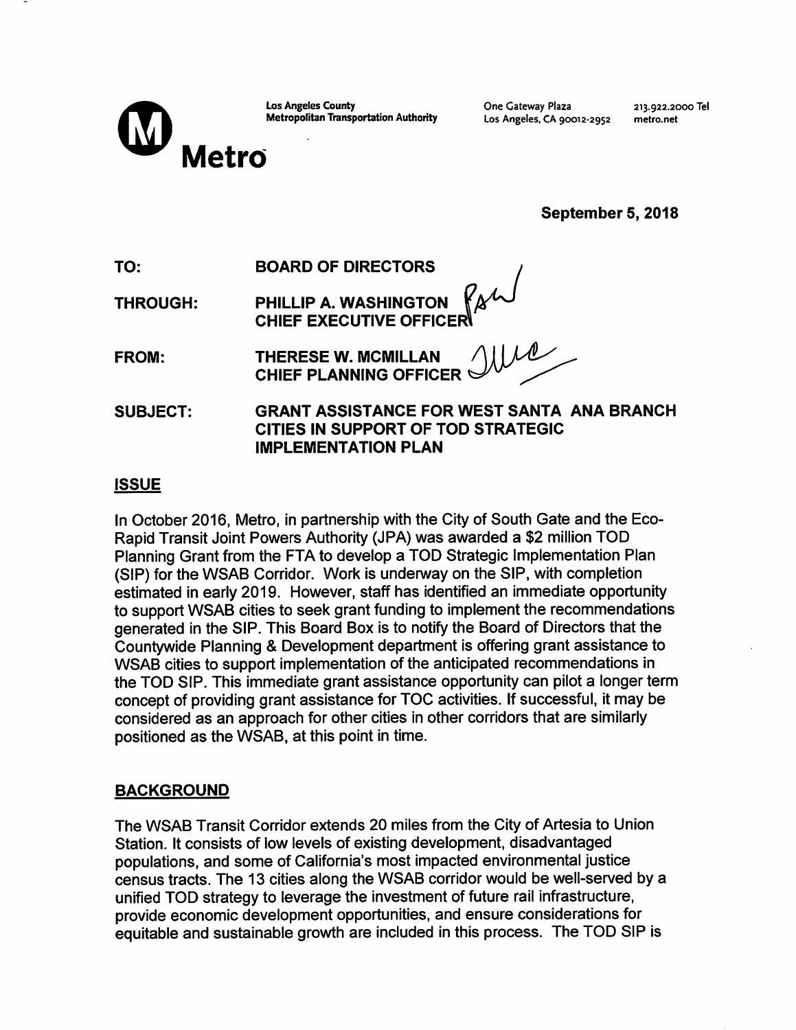Los Angeles County
Metropolitan Transportation Authority

One Gateway Plaza
Los Angeles, CA 90012-2952

213.922.2000 Tel
metro.net

**Metro**

**September 5, 2018**

**TO:** BOARD OF DIRECTORS

**THROUGH:** PHILLIP A. WASHINGTON
CHIEF EXECUTIVE OFFICER

**FROM:** THERESE W. MCMILLAN
CHIEF PLANNING OFFICER

**SUBJECT:** GRANT ASSISTANCE FOR WEST SANTA ANA BRANCH CITIES IN SUPPORT OF TOD STRATEGIC IMPLEMENTATION PLAN

## ISSUE

In October 2016, Metro, in partnership with the City of South Gate and the Eco-Rapid Transit Joint Powers Authority (JPA) was awarded a $2 million TOD Planning Grant from the FTA to develop a TOD Strategic Implementation Plan (SIP) for the WSAB Corridor. Work is underway on the SIP, with completion estimated in early 2019. However, staff has identified an immediate opportunity to support WSAB cities to seek grant funding to implement the recommendations generated in the SIP. This Board Box is to notify the Board of Directors that the Countywide Planning & Development department is offering grant assistance to WSAB cities to support implementation of the anticipated recommendations in the TOD SIP. This immediate grant assistance opportunity can pilot a longer term concept of providing grant assistance for TOC activities. If successful, it may be considered as an approach for other cities in other corridors that are similarly positioned as the WSAB, at this point in time.

## BACKGROUND

The WSAB Transit Corridor extends 20 miles from the City of Artesia to Union Station. It consists of low levels of existing development, disadvantaged populations, and some of California's most impacted environmental justice census tracts. The 13 cities along the WSAB corridor would be well-served by a unified TOD strategy to leverage the investment of future rail infrastructure, provide economic development opportunities, and ensure considerations for equitable and sustainable growth are included in this process. The TOD SIP is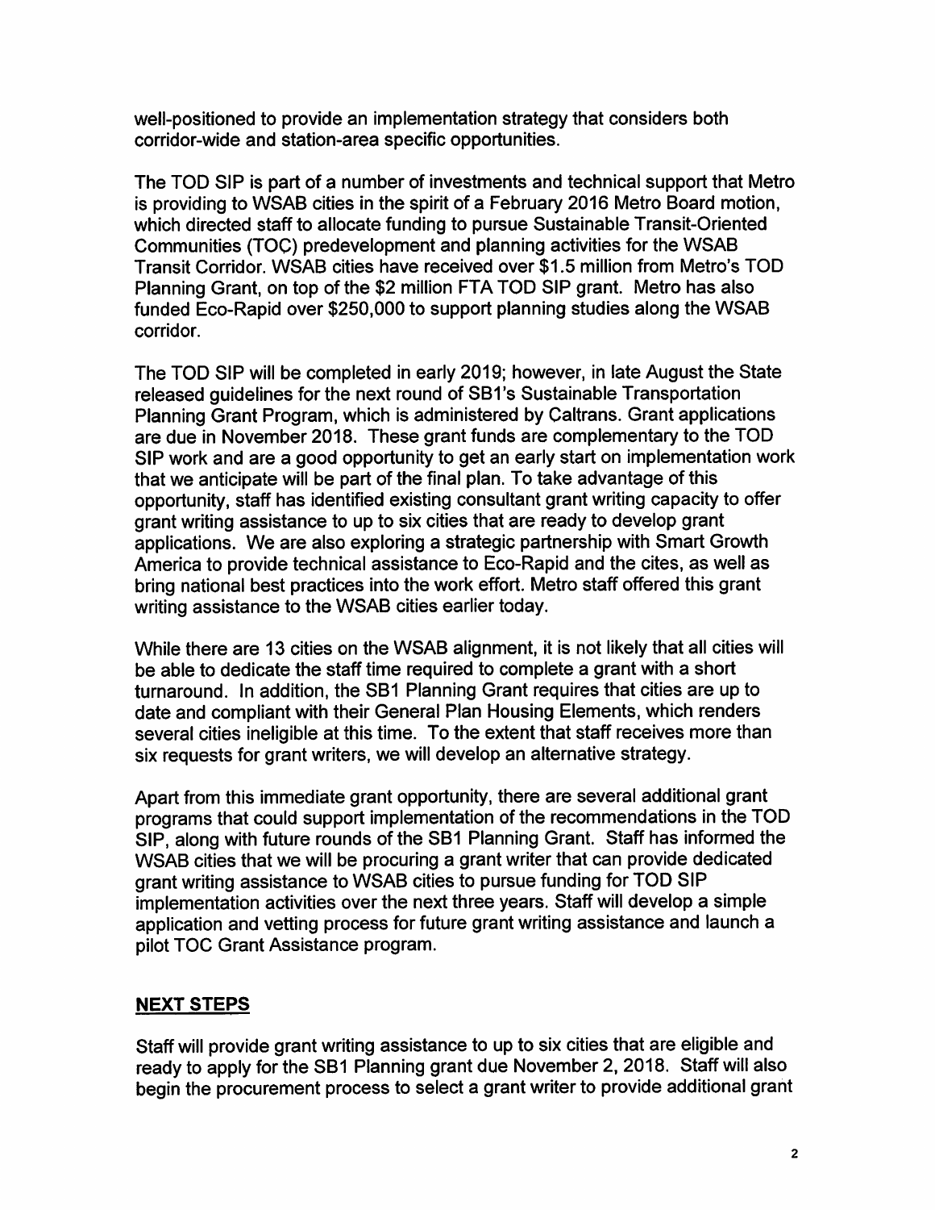well-positioned to provide an implementation strategy that considers both corridor-wide and station-area specific opportunities.

The TOD SIP is part of a number of investments and technical support that Metro is providing to WSAB cities in the spirit of a February 2016 Metro Board motion, which directed staff to allocate funding to pursue Sustainable Transit-Oriented Communities (TOC) predevelopment and planning activities for the WSAB Transit Corridor. WSAB cities have received over $1.5 million from Metro's TOD Planning Grant, on top of the $2 million FTA TOD SIP grant. Metro has also funded Eco-Rapid over $250,000 to support planning studies along the WSAB corridor.

The TOD SIP will be completed in early 2019; however, in late August the State released guidelines for the next round of SB1's Sustainable Transportation Planning Grant Program, which is administered by Caltrans. Grant applications are due in November 2018. These grant funds are complementary to the TOD SIP work and are a good opportunity to get an early start on implementation work that we anticipate will be part of the final plan. To take advantage of this opportunity, staff has identified existing consultant grant writing capacity to offer grant writing assistance to up to six cities that are ready to develop grant applications. We are also exploring a strategic partnership with Smart Growth America to provide technical assistance to Eco-Rapid and the cites, as well as bring national best practices into the work effort. Metro staff offered this grant writing assistance to the WSAB cities earlier today.

While there are 13 cities on the WSAB alignment, it is not likely that all cities will be able to dedicate the staff time required to complete a grant with a short turnaround. In addition, the SB1 Planning Grant requires that cities are up to date and compliant with their General Plan Housing Elements, which renders several cities ineligible at this time. To the extent that staff receives more than six requests for grant writers, we will develop an alternative strategy.

Apart from this immediate grant opportunity, there are several additional grant programs that could support implementation of the recommendations in the TOD SIP, along with future rounds of the SB1 Planning Grant. Staff has informed the WSAB cities that we will be procuring a grant writer that can provide dedicated grant writing assistance to WSAB cities to pursue funding for TOD SIP implementation activities over the next three years. Staff will develop a simple application and vetting process for future grant writing assistance and launch a pilot TOC Grant Assistance program.

## NEXT STEPS

Staff will provide grant writing assistance to up to six cities that are eligible and ready to apply for the SB1 Planning grant due November 2, 2018. Staff will also begin the procurement process to select a grant writer to provide additional grant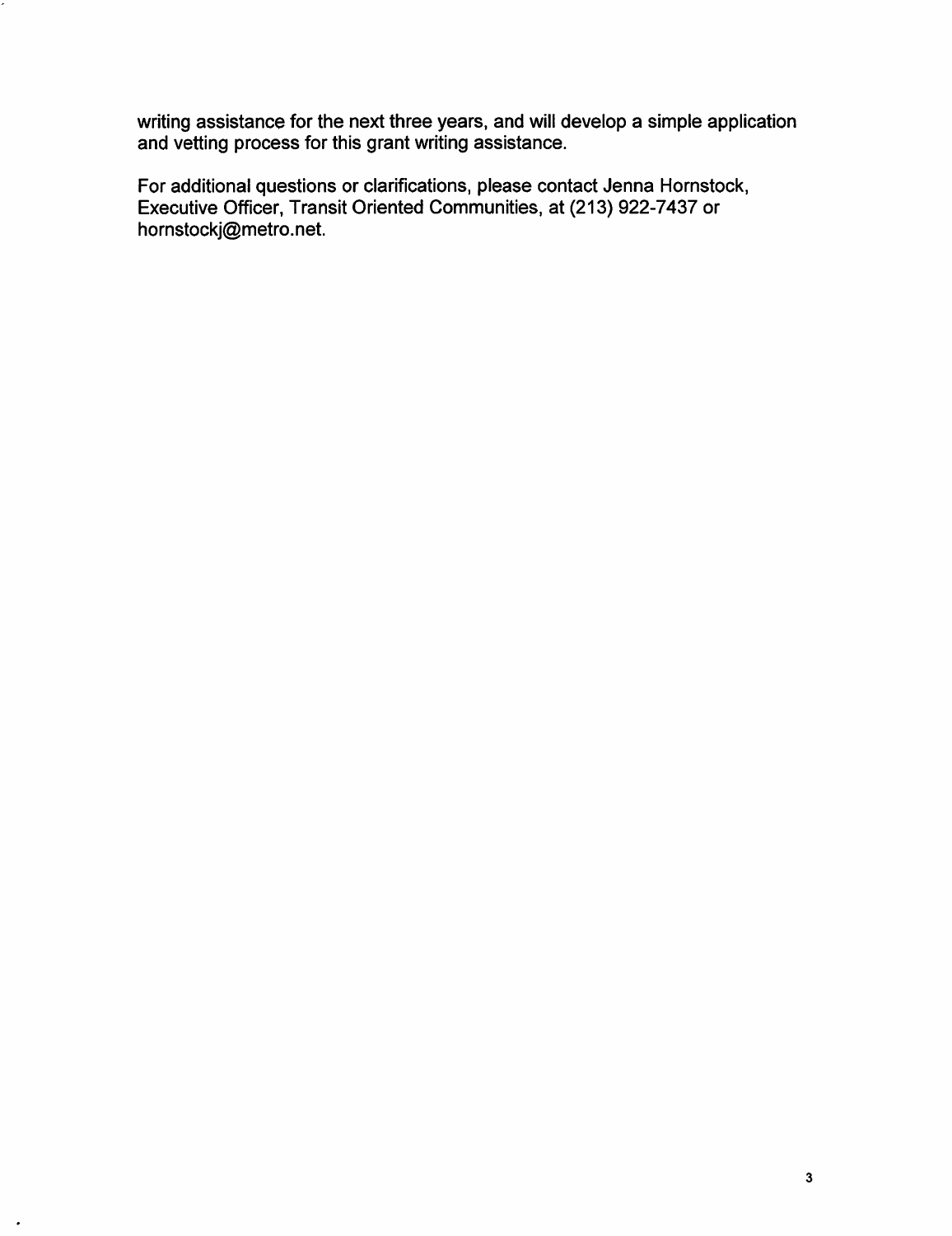writing assistance for the next three years, and will develop a simple application and vetting process for this grant writing assistance.

For additional questions or clarifications, please contact Jenna Hornstock, Executive Officer, Transit Oriented Communities, at (213) 922-7437 or hornstockj@metro.net.